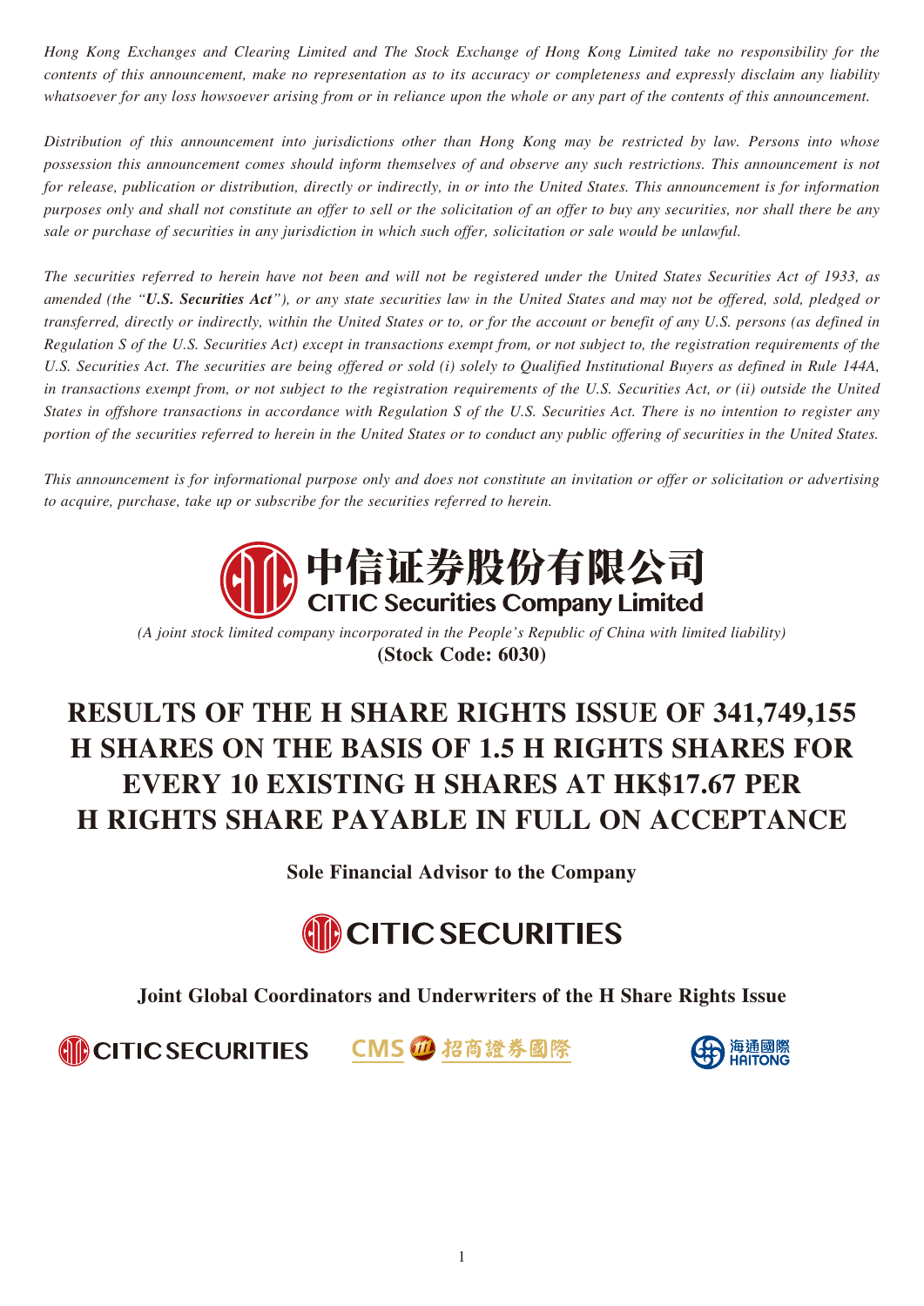*Hong Kong Exchanges and Clearing Limited and The Stock Exchange of Hong Kong Limited take no responsibility for the contents of this announcement, make no representation as to its accuracy or completeness and expressly disclaim any liability whatsoever for any loss howsoever arising from or in reliance upon the whole or any part of the contents of this announcement.*

*Distribution of this announcement into jurisdictions other than Hong Kong may be restricted by law. Persons into whose possession this announcement comes should inform themselves of and observe any such restrictions. This announcement is not for release, publication or distribution, directly or indirectly, in or into the United States. This announcement is for information purposes only and shall not constitute an offer to sell or the solicitation of an offer to buy any securities, nor shall there be any sale or purchase of securities in any jurisdiction in which such offer, solicitation or sale would be unlawful.*

*The securities referred to herein have not been and will not be registered under the United States Securities Act of 1933, as amended (the "**U.S. Securities Act**"), or any state securities law in the United States and may not be offered, sold, pledged or transferred, directly or indirectly, within the United States or to, or for the account or benefit of any U.S. persons (as defined in Regulation S of the U.S. Securities Act) except in transactions exempt from, or not subject to, the registration requirements of the U.S. Securities Act. The securities are being offered or sold (i) solely to Qualified Institutional Buyers as defined in Rule 144A, in transactions exempt from, or not subject to the registration requirements of the U.S. Securities Act, or (ii) outside the United States in offshore transactions in accordance with Regulation S of the U.S. Securities Act. There is no intention to register any portion of the securities referred to herein in the United States or to conduct any public offering of securities in the United States.*

*This announcement is for informational purpose only and does not constitute an invitation or offer or solicitation or advertising to acquire, purchase, take up or subscribe for the securities referred to herein.*

**中信证券股份有限公司**
**CITIC Securities Company Limited**

*(A joint stock limited company incorporated in the People's Republic of China with limited liability)*
**(Stock Code: 6030)**

# RESULTS OF THE H SHARE RIGHTS ISSUE OF 341,749,155 H SHARES ON THE BASIS OF 1.5 H RIGHTS SHARES FOR EVERY 10 EXISTING H SHARES AT HK$17.67 PER H RIGHTS SHARE PAYABLE IN FULL ON ACCEPTANCE

**Sole Financial Advisor to the Company**

CITIC SECURITIES

**Joint Global Coordinators and Underwriters of the H Share Rights Issue**

CITIC SECURITIES    CMS 招商證券國際    海通國際 HAITONG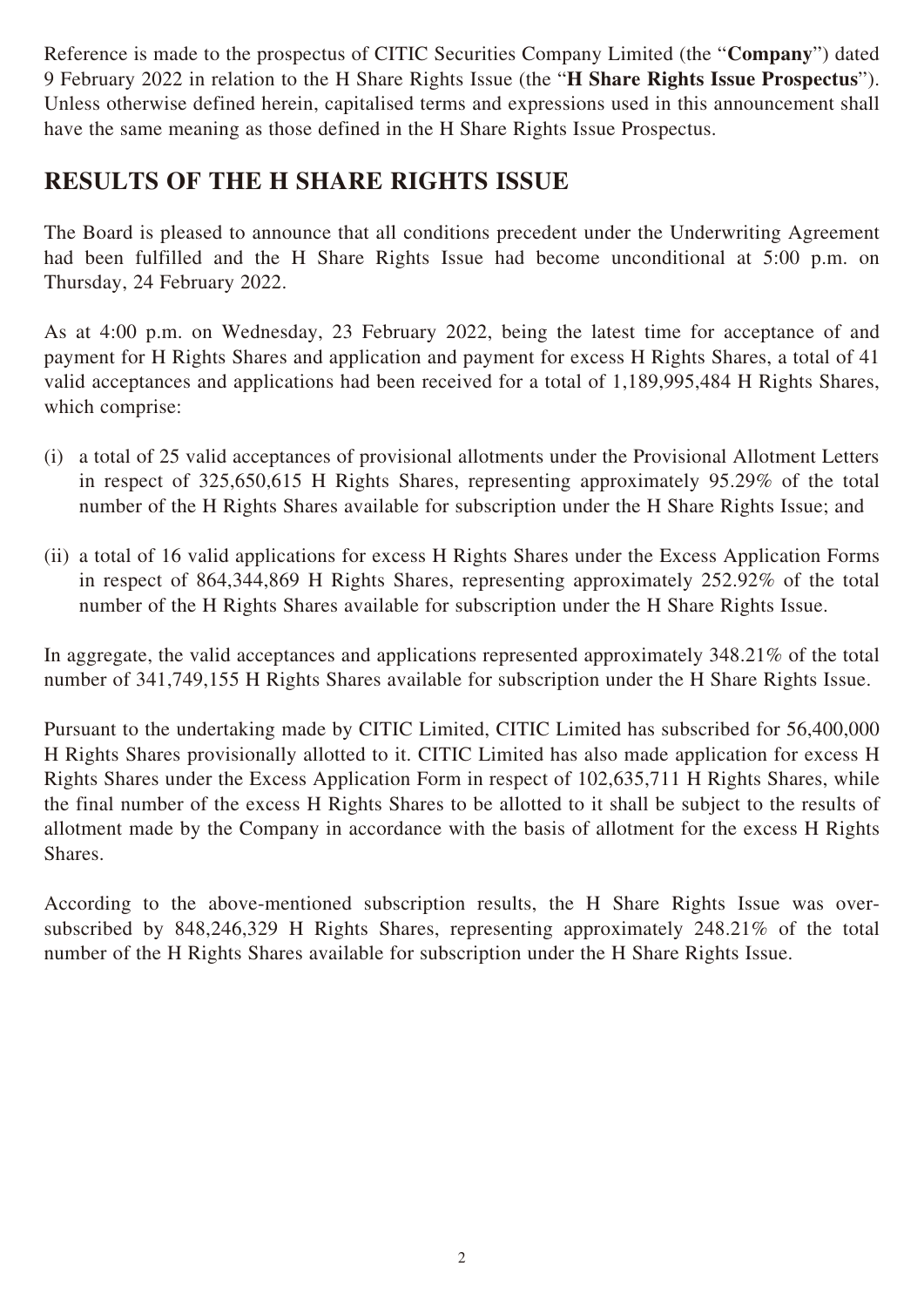Reference is made to the prospectus of CITIC Securities Company Limited (the "**Company**") dated 9 February 2022 in relation to the H Share Rights Issue (the "**H Share Rights Issue Prospectus**"). Unless otherwise defined herein, capitalised terms and expressions used in this announcement shall have the same meaning as those defined in the H Share Rights Issue Prospectus.

## RESULTS OF THE H SHARE RIGHTS ISSUE

The Board is pleased to announce that all conditions precedent under the Underwriting Agreement had been fulfilled and the H Share Rights Issue had become unconditional at 5:00 p.m. on Thursday, 24 February 2022.

As at 4:00 p.m. on Wednesday, 23 February 2022, being the latest time for acceptance of and payment for H Rights Shares and application and payment for excess H Rights Shares, a total of 41 valid acceptances and applications had been received for a total of 1,189,995,484 H Rights Shares, which comprise:

(i) a total of 25 valid acceptances of provisional allotments under the Provisional Allotment Letters in respect of 325,650,615 H Rights Shares, representing approximately 95.29% of the total number of the H Rights Shares available for subscription under the H Share Rights Issue; and

(ii) a total of 16 valid applications for excess H Rights Shares under the Excess Application Forms in respect of 864,344,869 H Rights Shares, representing approximately 252.92% of the total number of the H Rights Shares available for subscription under the H Share Rights Issue.

In aggregate, the valid acceptances and applications represented approximately 348.21% of the total number of 341,749,155 H Rights Shares available for subscription under the H Share Rights Issue.

Pursuant to the undertaking made by CITIC Limited, CITIC Limited has subscribed for 56,400,000 H Rights Shares provisionally allotted to it. CITIC Limited has also made application for excess H Rights Shares under the Excess Application Form in respect of 102,635,711 H Rights Shares, while the final number of the excess H Rights Shares to be allotted to it shall be subject to the results of allotment made by the Company in accordance with the basis of allotment for the excess H Rights Shares.

According to the above-mentioned subscription results, the H Share Rights Issue was over-subscribed by 848,246,329 H Rights Shares, representing approximately 248.21% of the total number of the H Rights Shares available for subscription under the H Share Rights Issue.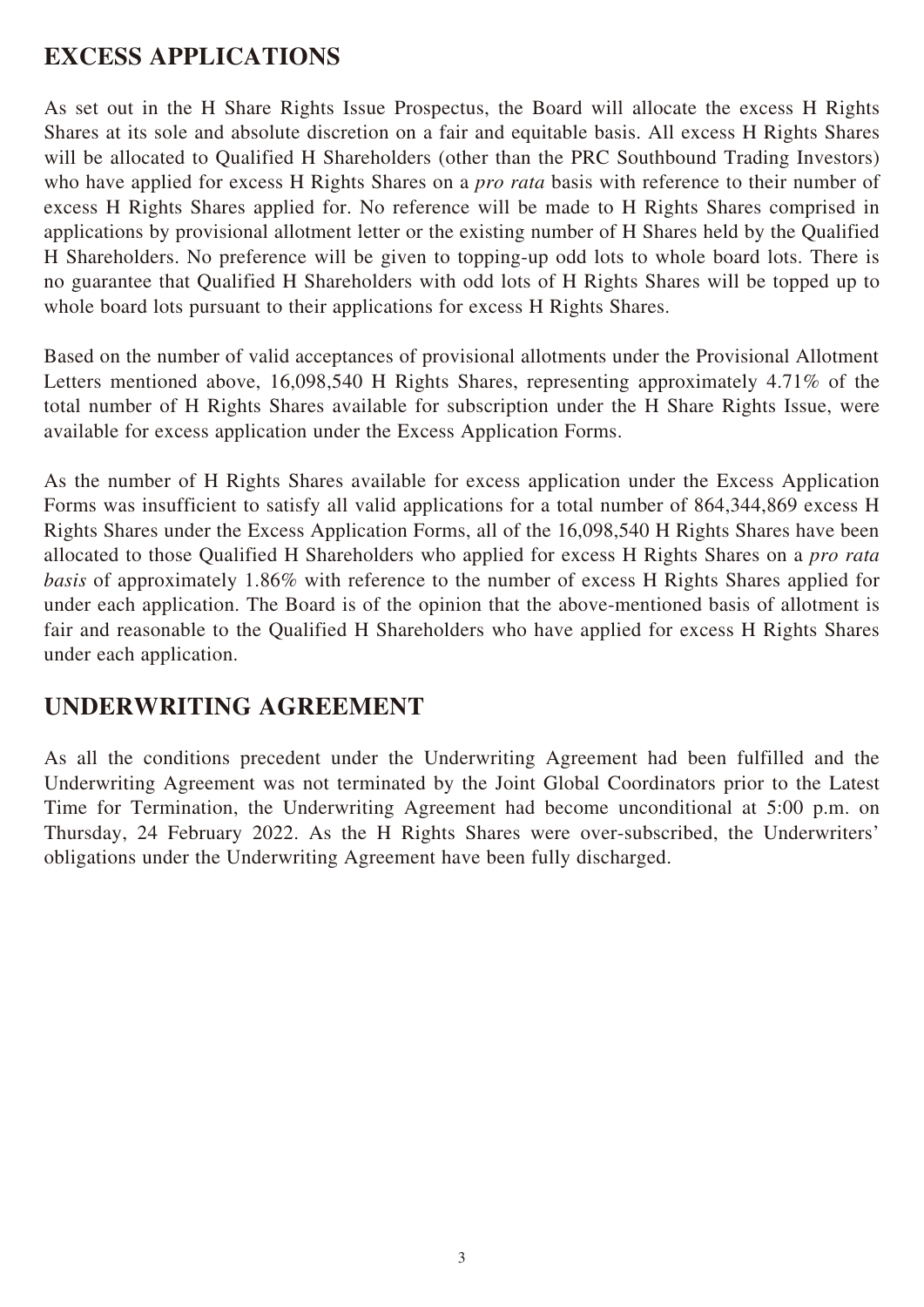## EXCESS APPLICATIONS

As set out in the H Share Rights Issue Prospectus, the Board will allocate the excess H Rights Shares at its sole and absolute discretion on a fair and equitable basis. All excess H Rights Shares will be allocated to Qualified H Shareholders (other than the PRC Southbound Trading Investors) who have applied for excess H Rights Shares on a *pro rata* basis with reference to their number of excess H Rights Shares applied for. No reference will be made to H Rights Shares comprised in applications by provisional allotment letter or the existing number of H Shares held by the Qualified H Shareholders. No preference will be given to topping-up odd lots to whole board lots. There is no guarantee that Qualified H Shareholders with odd lots of H Rights Shares will be topped up to whole board lots pursuant to their applications for excess H Rights Shares.

Based on the number of valid acceptances of provisional allotments under the Provisional Allotment Letters mentioned above, 16,098,540 H Rights Shares, representing approximately 4.71% of the total number of H Rights Shares available for subscription under the H Share Rights Issue, were available for excess application under the Excess Application Forms.

As the number of H Rights Shares available for excess application under the Excess Application Forms was insufficient to satisfy all valid applications for a total number of 864,344,869 excess H Rights Shares under the Excess Application Forms, all of the 16,098,540 H Rights Shares have been allocated to those Qualified H Shareholders who applied for excess H Rights Shares on a *pro rata basis* of approximately 1.86% with reference to the number of excess H Rights Shares applied for under each application. The Board is of the opinion that the above-mentioned basis of allotment is fair and reasonable to the Qualified H Shareholders who have applied for excess H Rights Shares under each application.

## UNDERWRITING AGREEMENT

As all the conditions precedent under the Underwriting Agreement had been fulfilled and the Underwriting Agreement was not terminated by the Joint Global Coordinators prior to the Latest Time for Termination, the Underwriting Agreement had become unconditional at 5:00 p.m. on Thursday, 24 February 2022. As the H Rights Shares were over-subscribed, the Underwriters' obligations under the Underwriting Agreement have been fully discharged.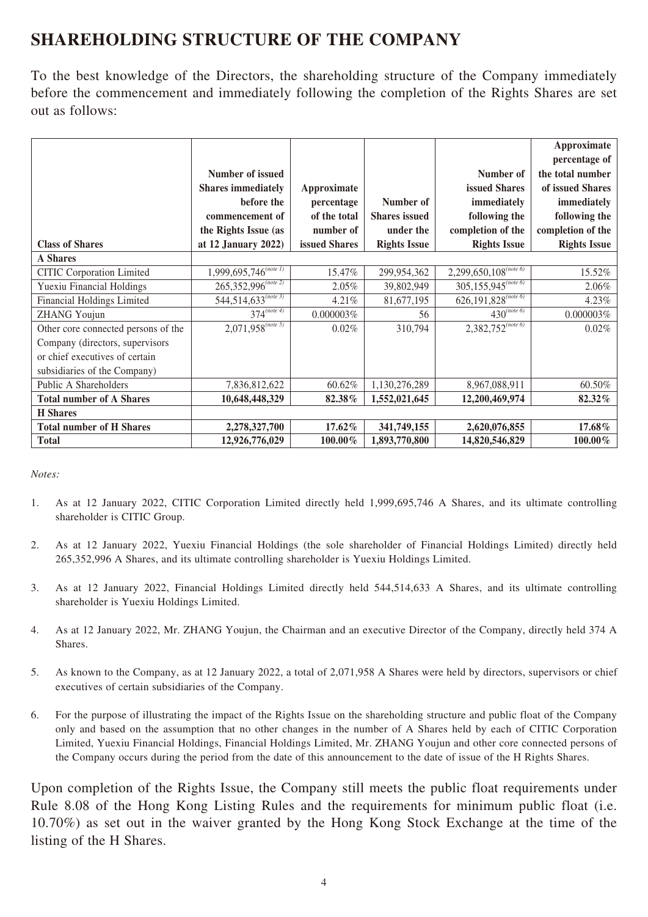## SHAREHOLDING STRUCTURE OF THE COMPANY

To the best knowledge of the Directors, the shareholding structure of the Company immediately before the commencement and immediately following the completion of the Rights Shares are set out as follows:

| Class of Shares | Number of issued Shares immediately before the commencement of the Rights Issue (as at 12 January 2022) | Approximate percentage of the total number of issued Shares | Number of Shares issued under the Rights Issue | Number of issued Shares immediately following the completion of the Rights Issue | Approximate percentage of the total number of issued Shares immediately following the completion of the Rights Issue |
|---|---|---|---|---|---|
| **A Shares** | | | | | |
| CITIC Corporation Limited | 1,999,695,746 (note 1) | 15.47% | 299,954,362 | 2,299,650,108 (note 6) | 15.52% |
| Yuexiu Financial Holdings | 265,352,996 (note 2) | 2.05% | 39,802,949 | 305,155,945 (note 6) | 2.06% |
| Financial Holdings Limited | 544,514,633 (note 3) | 4.21% | 81,677,195 | 626,191,828 (note 6) | 4.23% |
| ZHANG Youjun | 374 (note 4) | 0.000003% | 56 | 430 (note 6) | 0.000003% |
| Other core connected persons of the Company (directors, supervisors or chief executives of certain subsidiaries of the Company) | 2,071,958 (note 5) | 0.02% | 310,794 | 2,382,752 (note 6) | 0.02% |
| Public A Shareholders | 7,836,812,622 | 60.62% | 1,130,276,289 | 8,967,088,911 | 60.50% |
| **Total number of A Shares** | **10,648,448,329** | **82.38%** | **1,552,021,645** | **12,200,469,974** | **82.32%** |
| **H Shares** | | | | | |
| **Total number of H Shares** | **2,278,327,700** | **17.62%** | **341,749,155** | **2,620,076,855** | **17.68%** |
| **Total** | **12,926,776,029** | **100.00%** | **1,893,770,800** | **14,820,546,829** | **100.00%** |

*Notes:*

1. As at 12 January 2022, CITIC Corporation Limited directly held 1,999,695,746 A Shares, and its ultimate controlling shareholder is CITIC Group.

2. As at 12 January 2022, Yuexiu Financial Holdings (the sole shareholder of Financial Holdings Limited) directly held 265,352,996 A Shares, and its ultimate controlling shareholder is Yuexiu Holdings Limited.

3. As at 12 January 2022, Financial Holdings Limited directly held 544,514,633 A Shares, and its ultimate controlling shareholder is Yuexiu Holdings Limited.

4. As at 12 January 2022, Mr. ZHANG Youjun, the Chairman and an executive Director of the Company, directly held 374 A Shares.

5. As known to the Company, as at 12 January 2022, a total of 2,071,958 A Shares were held by directors, supervisors or chief executives of certain subsidiaries of the Company.

6. For the purpose of illustrating the impact of the Rights Issue on the shareholding structure and public float of the Company only and based on the assumption that no other changes in the number of A Shares held by each of CITIC Corporation Limited, Yuexiu Financial Holdings, Financial Holdings Limited, Mr. ZHANG Youjun and other core connected persons of the Company occurs during the period from the date of this announcement to the date of issue of the H Rights Shares.

Upon completion of the Rights Issue, the Company still meets the public float requirements under Rule 8.08 of the Hong Kong Listing Rules and the requirements for minimum public float (i.e. 10.70%) as set out in the waiver granted by the Hong Kong Stock Exchange at the time of the listing of the H Shares.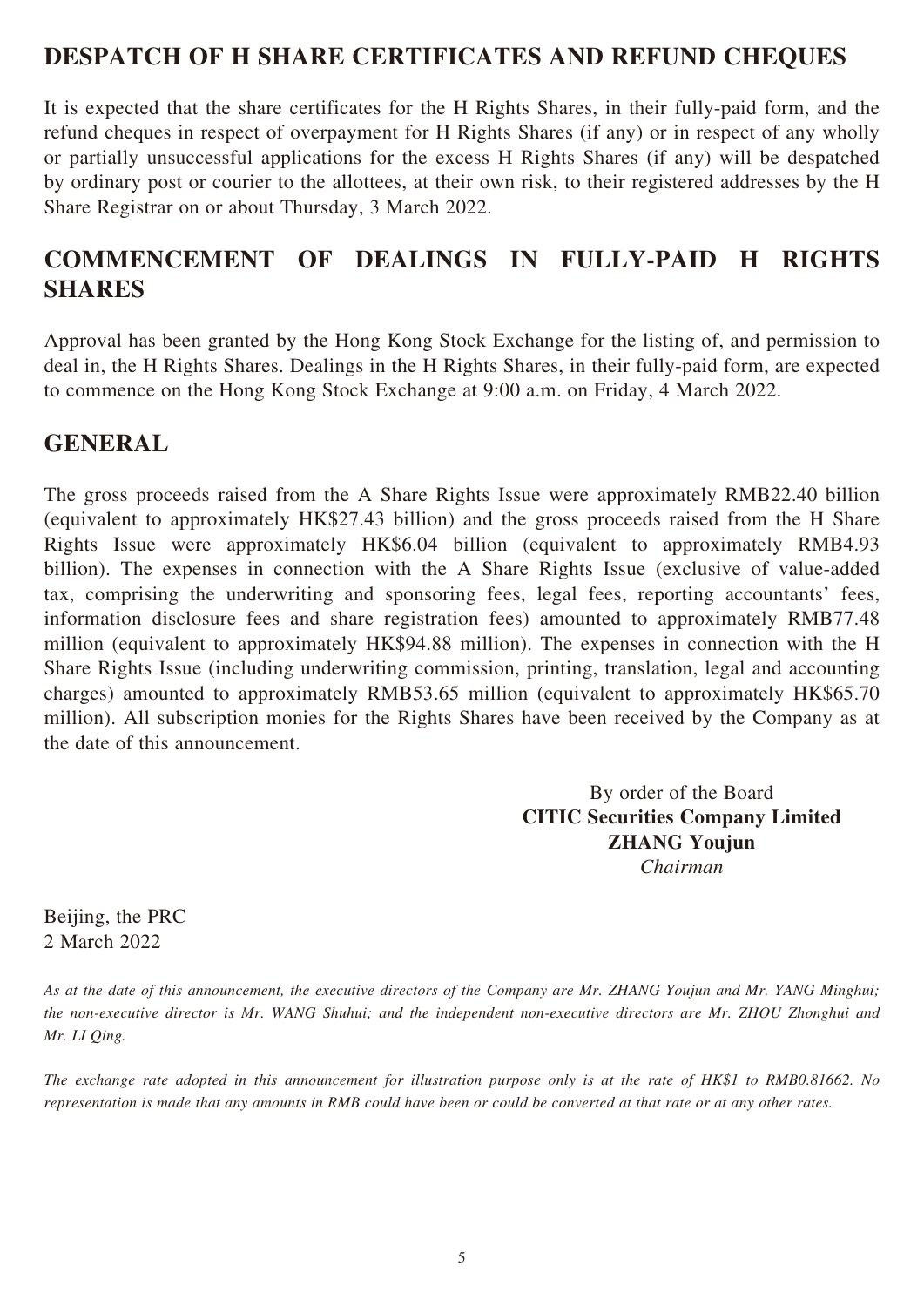## DESPATCH OF H SHARE CERTIFICATES AND REFUND CHEQUES

It is expected that the share certificates for the H Rights Shares, in their fully-paid form, and the refund cheques in respect of overpayment for H Rights Shares (if any) or in respect of any wholly or partially unsuccessful applications for the excess H Rights Shares (if any) will be despatched by ordinary post or courier to the allottees, at their own risk, to their registered addresses by the H Share Registrar on or about Thursday, 3 March 2022.

## COMMENCEMENT OF DEALINGS IN FULLY-PAID H RIGHTS SHARES

Approval has been granted by the Hong Kong Stock Exchange for the listing of, and permission to deal in, the H Rights Shares. Dealings in the H Rights Shares, in their fully-paid form, are expected to commence on the Hong Kong Stock Exchange at 9:00 a.m. on Friday, 4 March 2022.

## GENERAL

The gross proceeds raised from the A Share Rights Issue were approximately RMB22.40 billion (equivalent to approximately HK$27.43 billion) and the gross proceeds raised from the H Share Rights Issue were approximately HK$6.04 billion (equivalent to approximately RMB4.93 billion). The expenses in connection with the A Share Rights Issue (exclusive of value-added tax, comprising the underwriting and sponsoring fees, legal fees, reporting accountants' fees, information disclosure fees and share registration fees) amounted to approximately RMB77.48 million (equivalent to approximately HK$94.88 million). The expenses in connection with the H Share Rights Issue (including underwriting commission, printing, translation, legal and accounting charges) amounted to approximately RMB53.65 million (equivalent to approximately HK$65.70 million). All subscription monies for the Rights Shares have been received by the Company as at the date of this announcement.

By order of the Board
**CITIC Securities Company Limited**
**ZHANG Youjun**
*Chairman*

Beijing, the PRC
2 March 2022

*As at the date of this announcement, the executive directors of the Company are Mr. ZHANG Youjun and Mr. YANG Minghui; the non-executive director is Mr. WANG Shuhui; and the independent non-executive directors are Mr. ZHOU Zhonghui and Mr. LI Qing.*

*The exchange rate adopted in this announcement for illustration purpose only is at the rate of HK$1 to RMB0.81662. No representation is made that any amounts in RMB could have been or could be converted at that rate or at any other rates.*